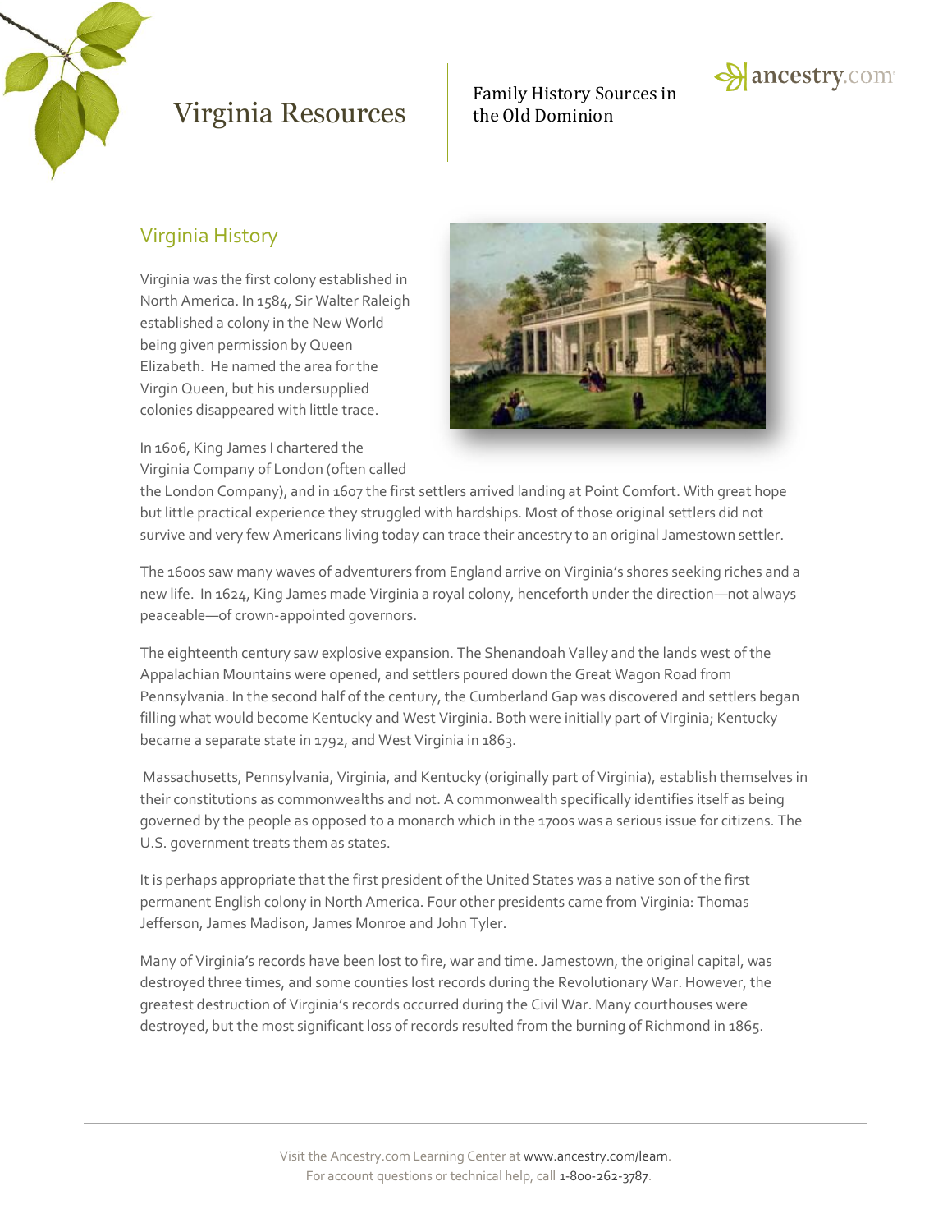# Virginia Resources

Family History Sources in the Old Dominion

## Virginia History

Virginia was the first colony established in North America. In 1584, Sir Walter Raleigh established a colony in the New World being given permission by Queen Elizabeth. He named the area for the Virgin Queen, but his undersupplied colonies disappeared with little trace.

In 1606, King James I chartered the Virginia Company of London (often called the London Company), and in 1607 the first settlers arrived landing at Point Comfort. With great hope but little practical experience they struggled with hardships. Most of those original settlers did not survive and very few Americans living today can trace their ancestry to an original Jamestown settler.

The 1600s saw many waves of adventurers from England arrive on Virginia's shores seeking riches and a new life. In 1624, King James made Virginia a royal colony, henceforth under the direction—not always peaceable—of crown-appointed governors.

The eighteenth century saw explosive expansion. The Shenandoah Valley and the lands west of the Appalachian Mountains were opened, and settlers poured down the Great Wagon Road from Pennsylvania. In the second half of the century, the Cumberland Gap was discovered and settlers began filling what would become Kentucky and West Virginia. Both were initially part of Virginia; Kentucky became a separate state in 1792, and West Virginia in 1863.

Massachusetts, Pennsylvania, Virginia, and Kentucky (originally part of Virginia), establish themselves in their constitutions as commonwealths and not. A commonwealth specifically identifies itself as being governed by the people as opposed to a monarch which in the 1700s was a serious issue for citizens. The U.S. government treats them as states.

It is perhaps appropriate that the first president of the United States was a native son of the first permanent English colony in North America. Four other presidents came from Virginia: Thomas Jefferson, James Madison, James Monroe and John Tyler.

Many of Virginia's records have been lost to fire, war and time. Jamestown, the original capital, was destroyed three times, and some counties lost records during the Revolutionary War. However, the greatest destruction of Virginia's records occurred during the Civil War. Many courthouses were destroyed, but the most significant loss of records resulted from the burning of Richmond in 1865.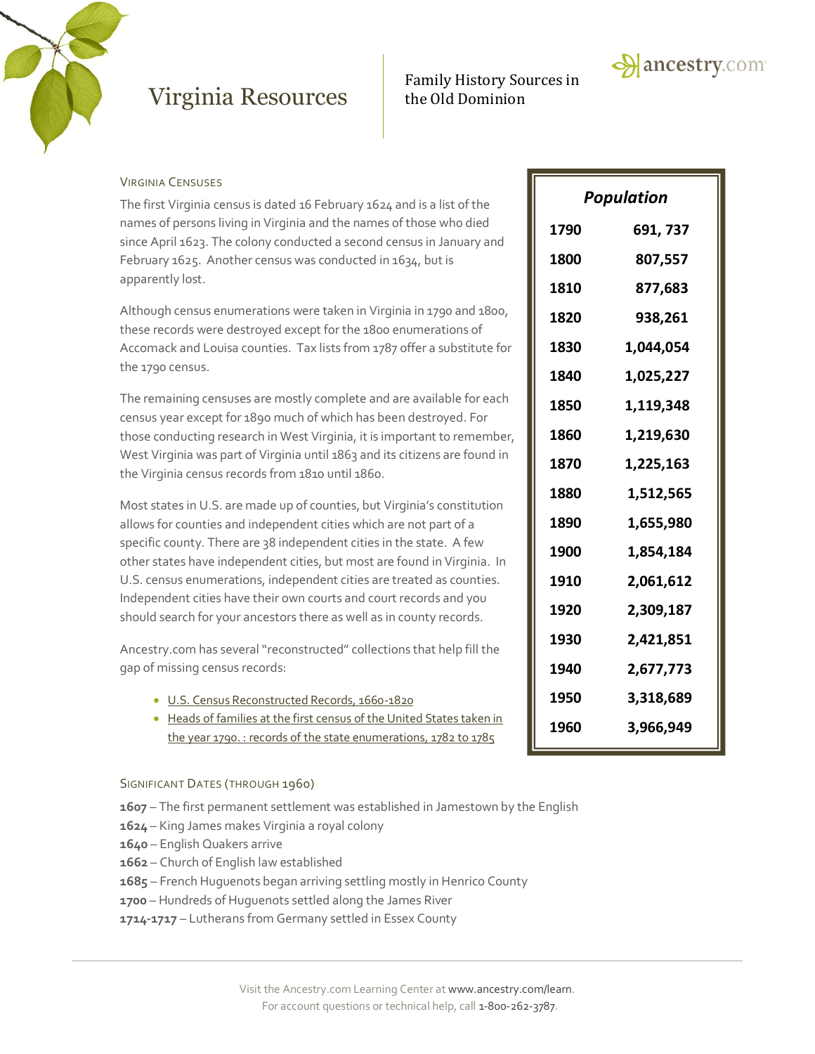# Virginia Resources

Family History Sources in the Old Dominion

## Virginia Censuses

The first Virginia census is dated 16 February 1624 and is a list of the names of persons living in Virginia and the names of those who died since April 1623. The colony conducted a second census in January and February 1625. Another census was conducted in 1634, but is apparently lost.

Although census enumerations were taken in Virginia in 1790 and 1800, these records were destroyed except for the 1800 enumerations of Accomack and Louisa counties. Tax lists from 1787 offer a substitute for the 1790 census.

The remaining censuses are mostly complete and are available for each census year except for 1890 much of which has been destroyed. For those conducting research in West Virginia, it is important to remember, West Virginia was part of Virginia until 1863 and its citizens are found in the Virginia census records from 1810 until 1860.

Most states in U.S. are made up of counties, but Virginia's constitution allows for counties and independent cities which are not part of a specific county. There are 38 independent cities in the state. A few other states have independent cities, but most are found in Virginia. In U.S. census enumerations, independent cities are treated as counties. Independent cities have their own courts and court records and you should search for your ancestors there as well as in county records.

Ancestry.com has several "reconstructed" collections that help fill the gap of missing census records:

- U.S. Census Reconstructed Records, 1660-1820
- Heads of families at the first census of the United States taken in the year 1790. : records of the state enumerations, 1782 to 1785

| *Population* | |
|---|---|
| 1790 | 691, 737 |
| 1800 | 807,557 |
| 1810 | 877,683 |
| 1820 | 938,261 |
| 1830 | 1,044,054 |
| 1840 | 1,025,227 |
| 1850 | 1,119,348 |
| 1860 | 1,219,630 |
| 1870 | 1,225,163 |
| 1880 | 1,512,565 |
| 1890 | 1,655,980 |
| 1900 | 1,854,184 |
| 1910 | 2,061,612 |
| 1920 | 2,309,187 |
| 1930 | 2,421,851 |
| 1940 | 2,677,773 |
| 1950 | 3,318,689 |
| 1960 | 3,966,949 |

## Significant Dates (through 1960)

**1607** – The first permanent settlement was established in Jamestown by the English
**1624** – King James makes Virginia a royal colony
**1640** – English Quakers arrive
**1662** – Church of English law established
**1685** – French Huguenots began arriving settling mostly in Henrico County
**1700** – Hundreds of Huguenots settled along the James River
**1714-1717** – Lutherans from Germany settled in Essex County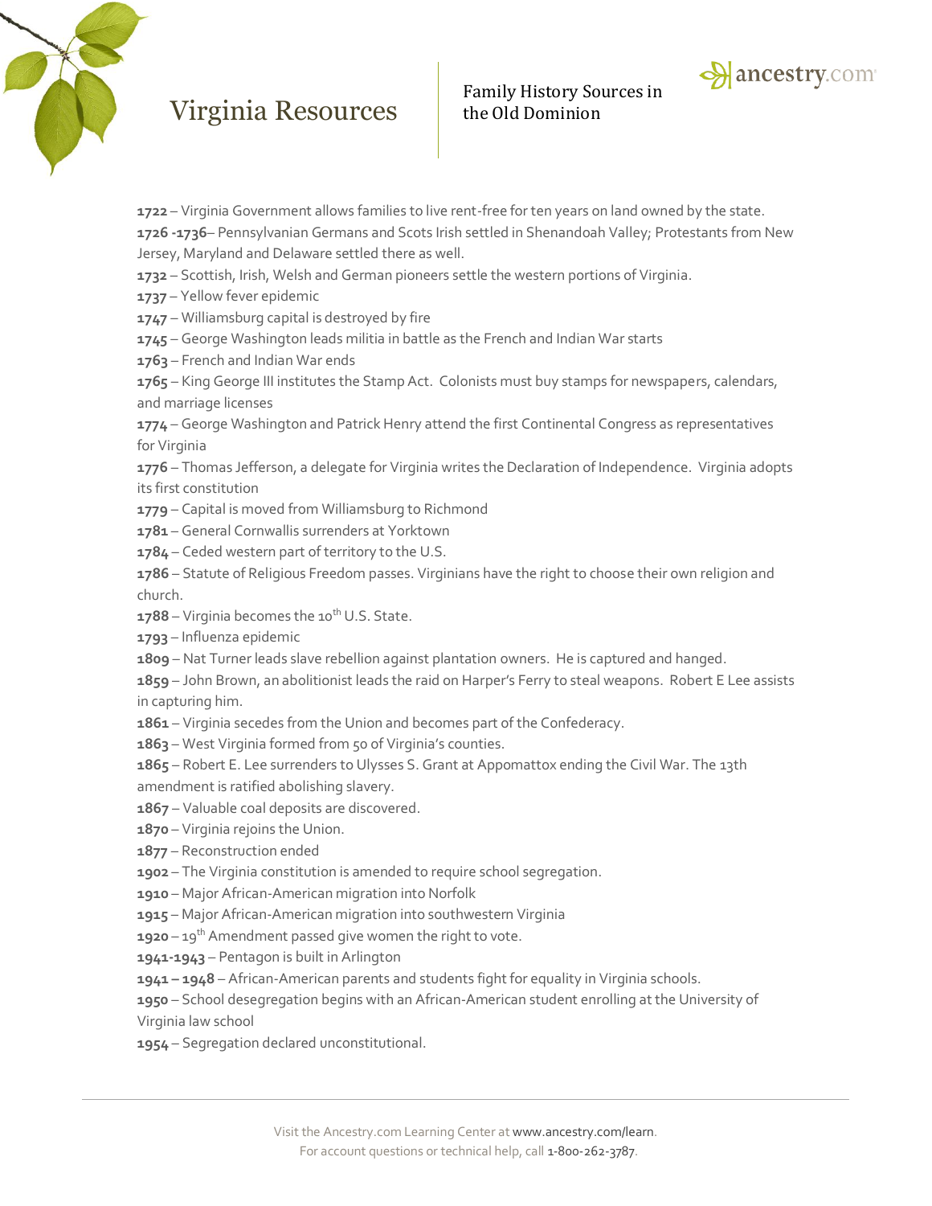**1722** – Virginia Government allows families to live rent-free for ten years on land owned by the state.

**1726 -1736**– Pennsylvanian Germans and Scots Irish settled in Shenandoah Valley; Protestants from New Jersey, Maryland and Delaware settled there as well.

**1732** – Scottish, Irish, Welsh and German pioneers settle the western portions of Virginia.

**1737** – Yellow fever epidemic

**1747** – Williamsburg capital is destroyed by fire

**1745** – George Washington leads militia in battle as the French and Indian War starts

**1763** – French and Indian War ends

**1765** – King George III institutes the Stamp Act. Colonists must buy stamps for newspapers, calendars, and marriage licenses

**1774** – George Washington and Patrick Henry attend the first Continental Congress as representatives for Virginia

**1776** – Thomas Jefferson, a delegate for Virginia writes the Declaration of Independence. Virginia adopts its first constitution

**1779** – Capital is moved from Williamsburg to Richmond

**1781** – General Cornwallis surrenders at Yorktown

**1784** – Ceded western part of territory to the U.S.

**1786** – Statute of Religious Freedom passes. Virginians have the right to choose their own religion and church.

**1788** – Virginia becomes the 10th U.S. State.

**1793** – Influenza epidemic

**1809** – Nat Turner leads slave rebellion against plantation owners. He is captured and hanged.

**1859** – John Brown, an abolitionist leads the raid on Harper's Ferry to steal weapons. Robert E Lee assists in capturing him.

**1861** – Virginia secedes from the Union and becomes part of the Confederacy.

**1863** – West Virginia formed from 50 of Virginia's counties.

**1865** – Robert E. Lee surrenders to Ulysses S. Grant at Appomattox ending the Civil War. The 13th amendment is ratified abolishing slavery.

**1867** – Valuable coal deposits are discovered.

**1870** – Virginia rejoins the Union.

**1877** – Reconstruction ended

**1902** – The Virginia constitution is amended to require school segregation.

**1910** – Major African-American migration into Norfolk

**1915** – Major African-American migration into southwestern Virginia

**1920** – 19th Amendment passed give women the right to vote.

**1941-1943** – Pentagon is built in Arlington

**1941 – 1948** – African-American parents and students fight for equality in Virginia schools.

**1950** – School desegregation begins with an African-American student enrolling at the University of Virginia law school

**1954** – Segregation declared unconstitutional.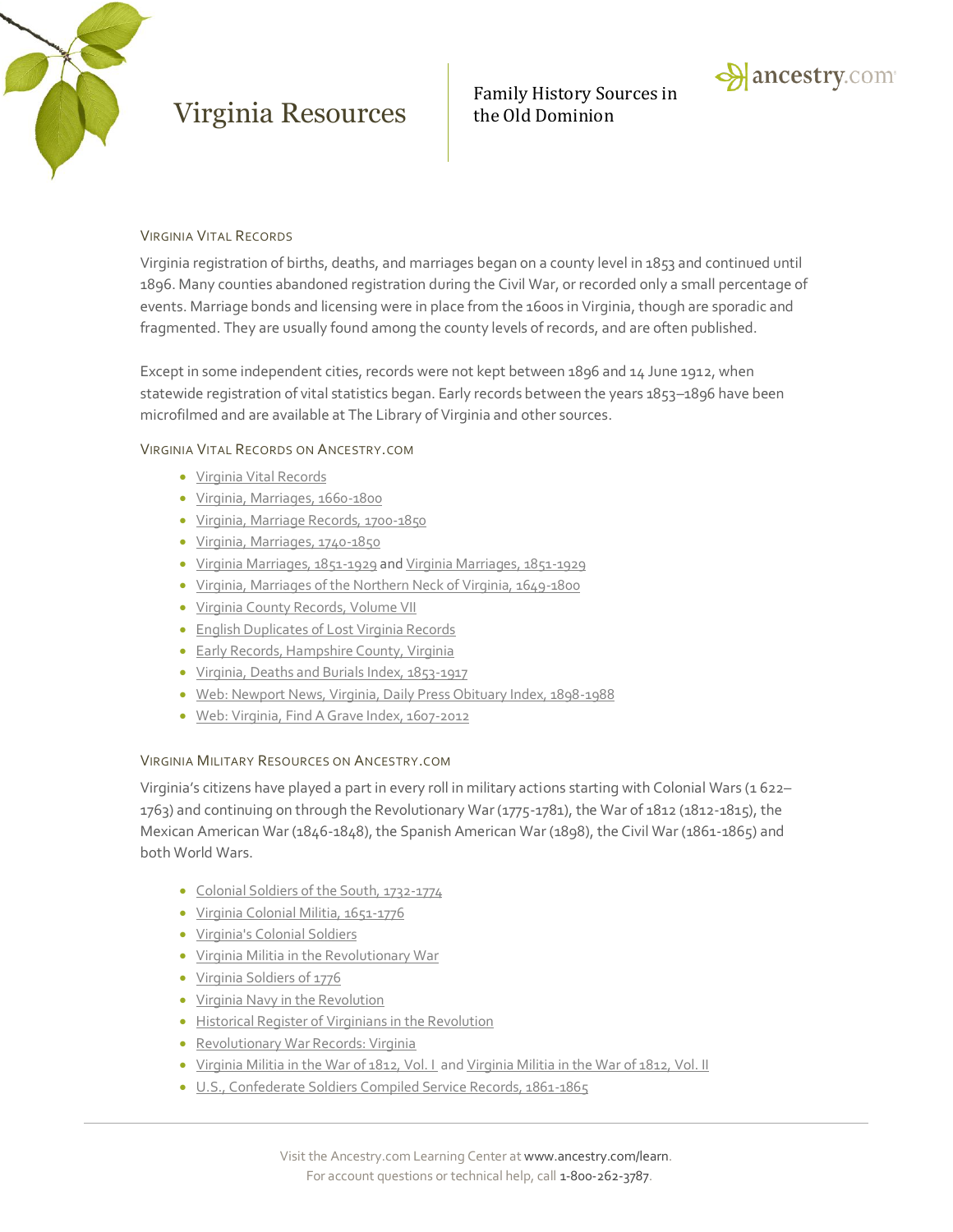# Virginia Resources

Family History Sources in the Old Dominion

## Virginia Vital Records

Virginia registration of births, deaths, and marriages began on a county level in 1853 and continued until 1896. Many counties abandoned registration during the Civil War, or recorded only a small percentage of events. Marriage bonds and licensing were in place from the 1600s in Virginia, though are sporadic and fragmented. They are usually found among the county levels of records, and are often published.

Except in some independent cities, records were not kept between 1896 and 14 June 1912, when statewide registration of vital statistics began. Early records between the years 1853–1896 have been microfilmed and are available at The Library of Virginia and other sources.

## Virginia Vital Records on Ancestry.com

- Virginia Vital Records
- Virginia, Marriages, 1660-1800
- Virginia, Marriage Records, 1700-1850
- Virginia, Marriages, 1740-1850
- Virginia Marriages, 1851-1929 and Virginia Marriages, 1851-1929
- Virginia, Marriages of the Northern Neck of Virginia, 1649-1800
- Virginia County Records, Volume VII
- English Duplicates of Lost Virginia Records
- Early Records, Hampshire County, Virginia
- Virginia, Deaths and Burials Index, 1853-1917
- Web: Newport News, Virginia, Daily Press Obituary Index, 1898-1988
- Web: Virginia, Find A Grave Index, 1607-2012

## Virginia Military Resources on Ancestry.com

Virginia's citizens have played a part in every roll in military actions starting with Colonial Wars (1 622–1763) and continuing on through the Revolutionary War (1775-1781), the War of 1812 (1812-1815), the Mexican American War (1846-1848), the Spanish American War (1898), the Civil War (1861-1865) and both World Wars.

- Colonial Soldiers of the South, 1732-1774
- Virginia Colonial Militia, 1651-1776
- Virginia's Colonial Soldiers
- Virginia Militia in the Revolutionary War
- Virginia Soldiers of 1776
- Virginia Navy in the Revolution
- Historical Register of Virginians in the Revolution
- Revolutionary War Records: Virginia
- Virginia Militia in the War of 1812, Vol. I and Virginia Militia in the War of 1812, Vol. II
- U.S., Confederate Soldiers Compiled Service Records, 1861-1865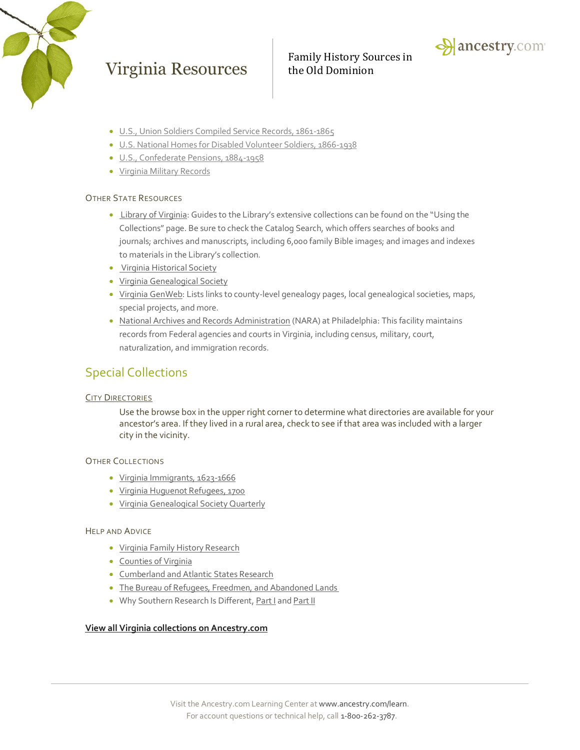- U.S., Union Soldiers Compiled Service Records, 1861-1865
- U.S. National Homes for Disabled Volunteer Soldiers, 1866-1938
- U.S., Confederate Pensions, 1884-1958
- Virginia Military Records

#### OTHER STATE RESOURCES

- Library of Virginia: Guides to the Library's extensive collections can be found on the "Using the Collections" page. Be sure to check the Catalog Search, which offers searches of books and journals; archives and manuscripts, including 6,000 family Bible images; and images and indexes to materials in the Library's collection.
- Virginia Historical Society
- Virginia Genealogical Society
- Virginia GenWeb: Lists links to county-level genealogy pages, local genealogical societies, maps, special projects, and more.
- National Archives and Records Administration (NARA) at Philadelphia: This facility maintains records from Federal agencies and courts in Virginia, including census, military, court, naturalization, and immigration records.

## Special Collections

#### CITY DIRECTORIES

Use the browse box in the upper right corner to determine what directories are available for your ancestor's area. If they lived in a rural area, check to see if that area was included with a larger city in the vicinity.

#### OTHER COLLECTIONS

- Virginia Immigrants, 1623-1666
- Virginia Huguenot Refugees, 1700
- Virginia Genealogical Society Quarterly

#### HELP AND ADVICE

- Virginia Family History Research
- Counties of Virginia
- Cumberland and Atlantic States Research
- The Bureau of Refugees, Freedmen, and Abandoned Lands
- Why Southern Research Is Different, Part I and Part II

**View all Virginia collections on Ancestry.com**